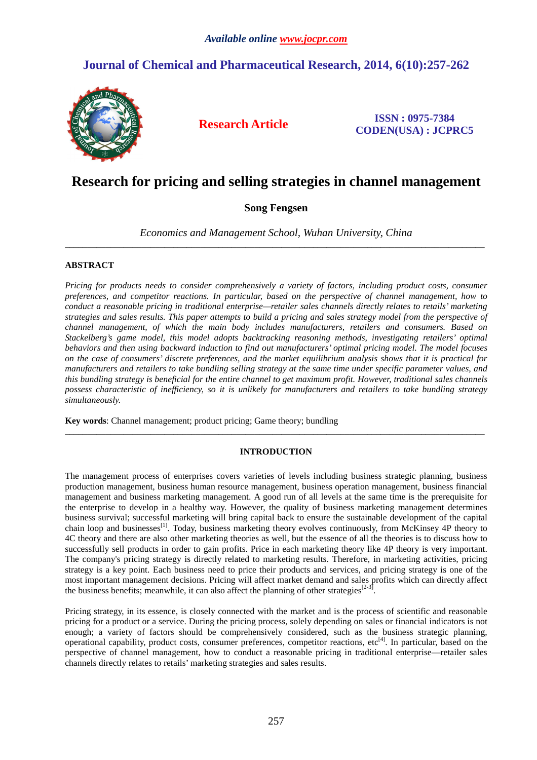# Research for pricing and selling strategies in channel management

**Song Fengsen**

*Economics and Management School, Wuhan University, China*

---

## ABSTRACT

*Pricing for products needs to consider comprehensively a variety of factors, including product costs, consumer preferences, and competitor reactions. In particular, based on the perspective of channel management, how to conduct a reasonable pricing in traditional enterprise—retailer sales channels directly relates to retails' marketing strategies and sales results. This paper attempts to build a pricing and sales strategy model from the perspective of channel management, of which the main body includes manufacturers, retailers and consumers. Based on Stackelberg's game model, this model adopts backtracking reasoning methods, investigating retailers' optimal behaviors and then using backward induction to find out manufacturers' optimal pricing model. The model focuses on the case of consumers' discrete preferences, and the market equilibrium analysis shows that it is practical for manufacturers and retailers to take bundling selling strategy at the same time under specific parameter values, and this bundling strategy is beneficial for the entire channel to get maximum profit. However, traditional sales channels possess characteristic of inefficiency, so it is unlikely for manufacturers and retailers to take bundling strategy simultaneously.*

**Key words**: Channel management; product pricing; Game theory; bundling

---

## INTRODUCTION

The management process of enterprises covers varieties of levels including business strategic planning, business production management, business human resource management, business operation management, business financial management and business marketing management. A good run of all levels at the same time is the prerequisite for the enterprise to develop in a healthy way. However, the quality of business marketing management determines business survival; successful marketing will bring capital back to ensure the sustainable development of the capital chain loop and businesses[1]. Today, business marketing theory evolves continuously, from McKinsey 4P theory to 4C theory and there are also other marketing theories as well, but the essence of all the theories is to discuss how to successfully sell products in order to gain profits. Price in each marketing theory like 4P theory is very important. The company's pricing strategy is directly related to marketing results. Therefore, in marketing activities, pricing strategy is a key point. Each business need to price their products and services, and pricing strategy is one of the most important management decisions. Pricing will affect market demand and sales profits which can directly affect the business benefits; meanwhile, it can also affect the planning of other strategies[2-3].

Pricing strategy, in its essence, is closely connected with the market and is the process of scientific and reasonable pricing for a product or a service. During the pricing process, solely depending on sales or financial indicators is not enough; a variety of factors should be comprehensively considered, such as the business strategic planning, operational capability, product costs, consumer preferences, competitor reactions, etc[4]. In particular, based on the perspective of channel management, how to conduct a reasonable pricing in traditional enterprise—retailer sales channels directly relates to retails' marketing strategies and sales results.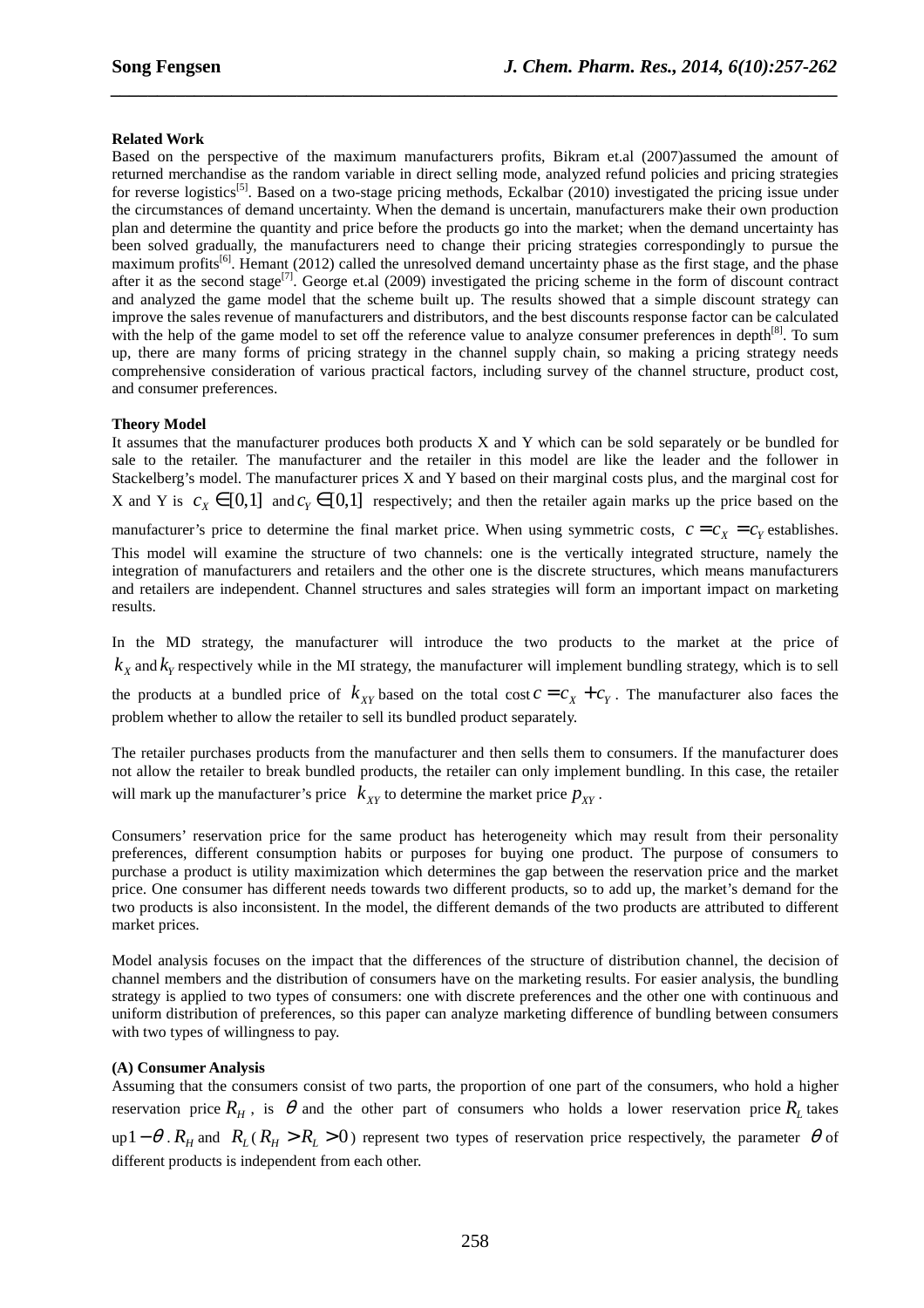**Related Work**

Based on the perspective of the maximum manufacturers profits, Bikram et.al (2007)assumed the amount of returned merchandise as the random variable in direct selling mode, analyzed refund policies and pricing strategies for reverse logistics[5]. Based on a two-stage pricing methods, Eckalbar (2010) investigated the pricing issue under the circumstances of demand uncertainty. When the demand is uncertain, manufacturers make their own production plan and determine the quantity and price before the products go into the market; when the demand uncertainty has been solved gradually, the manufacturers need to change their pricing strategies correspondingly to pursue the maximum profits[6]. Hemant (2012) called the unresolved demand uncertainty phase as the first stage, and the phase after it as the second stage[7]. George et.al (2009) investigated the pricing scheme in the form of discount contract and analyzed the game model that the scheme built up. The results showed that a simple discount strategy can improve the sales revenue of manufacturers and distributors, and the best discounts response factor can be calculated with the help of the game model to set off the reference value to analyze consumer preferences in depth[8]. To sum up, there are many forms of pricing strategy in the channel supply chain, so making a pricing strategy needs comprehensive consideration of various practical factors, including survey of the channel structure, product cost, and consumer preferences.

**Theory Model**

It assumes that the manufacturer produces both products X and Y which can be sold separately or be bundled for sale to the retailer. The manufacturer and the retailer in this model are like the leader and the follower in Stackelberg's model. The manufacturer prices X and Y based on their marginal costs plus, and the marginal cost for X and Y is $c_X \in [0,1]$ and $c_Y \in [0,1]$ respectively; and then the retailer again marks up the price based on the manufacturer's price to determine the final market price. When using symmetric costs, $c = c_X = c_Y$ establishes. This model will examine the structure of two channels: one is the vertically integrated structure, namely the integration of manufacturers and retailers and the other one is the discrete structures, which means manufacturers and retailers are independent. Channel structures and sales strategies will form an important impact on marketing results.

In the MD strategy, the manufacturer will introduce the two products to the market at the price of $k_X$ and $k_Y$ respectively while in the MI strategy, the manufacturer will implement bundling strategy, which is to sell the products at a bundled price of $k_{XY}$ based on the total cost $c = c_X + c_Y$. The manufacturer also faces the problem whether to allow the retailer to sell its bundled product separately.

The retailer purchases products from the manufacturer and then sells them to consumers. If the manufacturer does not allow the retailer to break bundled products, the retailer can only implement bundling. In this case, the retailer will mark up the manufacturer's price $k_{XY}$ to determine the market price $p_{XY}$.

Consumers' reservation price for the same product has heterogeneity which may result from their personality preferences, different consumption habits or purposes for buying one product. The purpose of consumers to purchase a product is utility maximization which determines the gap between the reservation price and the market price. One consumer has different needs towards two different products, so to add up, the market's demand for the two products is also inconsistent. In the model, the different demands of the two products are attributed to different market prices.

Model analysis focuses on the impact that the differences of the structure of distribution channel, the decision of channel members and the distribution of consumers have on the marketing results. For easier analysis, the bundling strategy is applied to two types of consumers: one with discrete preferences and the other one with continuous and uniform distribution of preferences, so this paper can analyze marketing difference of bundling between consumers with two types of willingness to pay.

**(A) Consumer Analysis**

Assuming that the consumers consist of two parts, the proportion of one part of the consumers, who hold a higher reservation price $R_H$, is $\theta$ and the other part of consumers who holds a lower reservation price $R_L$ takes up $1-\theta$. $R_H$ and $R_L$ ($R_H > R_L > 0$) represent two types of reservation price respectively, the parameter $\theta$ of different products is independent from each other.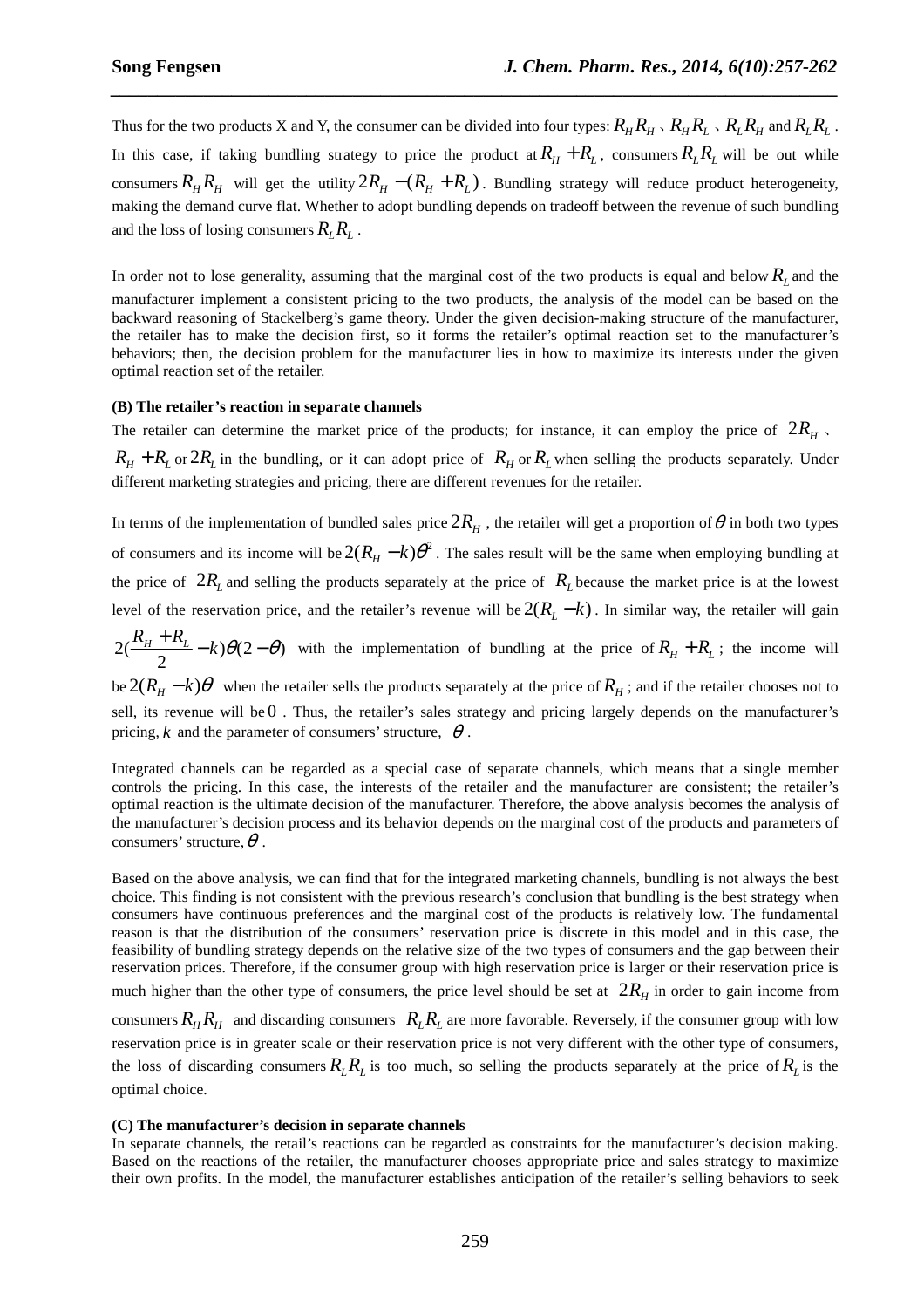Thus for the two products X and Y, the consumer can be divided into four types: $R_H R_H$ 、$R_H R_L$ 、$R_L R_H$ and $R_L R_L$ . In this case, if taking bundling strategy to price the product at $R_H + R_L$ , consumers $R_L R_L$ will be out while consumers $R_H R_H$ will get the utility $2R_H - (R_H + R_L)$ . Bundling strategy will reduce product heterogeneity, making the demand curve flat. Whether to adopt bundling depends on tradeoff between the revenue of such bundling and the loss of losing consumers $R_L R_L$ .

In order not to lose generality, assuming that the marginal cost of the two products is equal and below $R_L$ and the manufacturer implement a consistent pricing to the two products, the analysis of the model can be based on the backward reasoning of Stackelberg's game theory. Under the given decision-making structure of the manufacturer, the retailer has to make the decision first, so it forms the retailer's optimal reaction set to the manufacturer's behaviors; then, the decision problem for the manufacturer lies in how to maximize its interests under the given optimal reaction set of the retailer.

**(B) The retailer's reaction in separate channels**

The retailer can determine the market price of the products; for instance, it can employ the price of $2R_H$ 、 $R_H + R_L$ or $2R_L$ in the bundling, or it can adopt price of $R_H$ or $R_L$ when selling the products separately. Under different marketing strategies and pricing, there are different revenues for the retailer.

In terms of the implementation of bundled sales price $2R_H$ , the retailer will get a proportion of $\theta$ in both two types of consumers and its income will be $2(R_H - k)\theta^2$ . The sales result will be the same when employing bundling at the price of $2R_L$ and selling the products separately at the price of $R_L$ because the market price is at the lowest level of the reservation price, and the retailer's revenue will be $2(R_L - k)$ . In similar way, the retailer will gain $2(\frac{R_H + R_L}{2} - k)\theta(2-\theta)$ with the implementation of bundling at the price of $R_H + R_L$ ; the income will be $2(R_H - k)\theta$ when the retailer sells the products separately at the price of $R_H$ ; and if the retailer chooses not to sell, its revenue will be $0$ . Thus, the retailer's sales strategy and pricing largely depends on the manufacturer's pricing, $k$ and the parameter of consumers' structure, $\theta$ .

Integrated channels can be regarded as a special case of separate channels, which means that a single member controls the pricing. In this case, the interests of the retailer and the manufacturer are consistent; the retailer's optimal reaction is the ultimate decision of the manufacturer. Therefore, the above analysis becomes the analysis of the manufacturer's decision process and its behavior depends on the marginal cost of the products and parameters of consumers' structure, $\theta$ .

Based on the above analysis, we can find that for the integrated marketing channels, bundling is not always the best choice. This finding is not consistent with the previous research's conclusion that bundling is the best strategy when consumers have continuous preferences and the marginal cost of the products is relatively low. The fundamental reason is that the distribution of the consumers' reservation price is discrete in this model and in this case, the feasibility of bundling strategy depends on the relative size of the two types of consumers and the gap between their reservation prices. Therefore, if the consumer group with high reservation price is larger or their reservation price is much higher than the other type of consumers, the price level should be set at $2R_H$ in order to gain income from consumers $R_H R_H$ and discarding consumers $R_L R_L$ are more favorable. Reversely, if the consumer group with low reservation price is in greater scale or their reservation price is not very different with the other type of consumers, the loss of discarding consumers $R_L R_L$ is too much, so selling the products separately at the price of $R_L$ is the optimal choice.

**(C) The manufacturer's decision in separate channels**

In separate channels, the retail's reactions can be regarded as constraints for the manufacturer's decision making. Based on the reactions of the retailer, the manufacturer chooses appropriate price and sales strategy to maximize their own profits. In the model, the manufacturer establishes anticipation of the retailer's selling behaviors to seek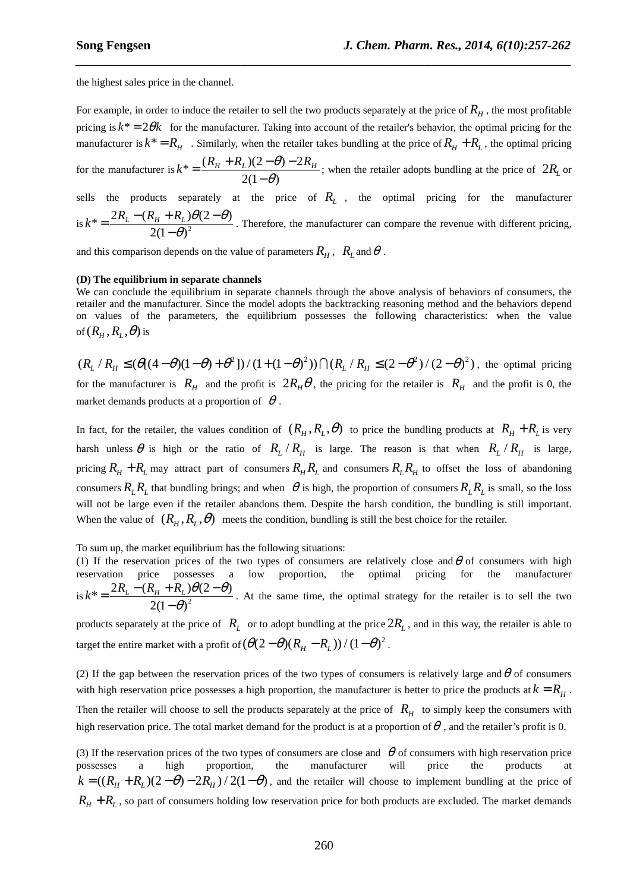the highest sales price in the channel.

For example, in order to induce the retailer to sell the two products separately at the price of $R_H$, the most profitable pricing is $k^* = 2\theta k$ for the manufacturer. Taking into account of the retailer's behavior, the optimal pricing for the manufacturer is $k^* = R_H$. Similarly, when the retailer takes bundling at the price of $R_H + R_L$, the optimal pricing for the manufacturer is $k^* = \frac{(R_H + R_L)(2-\theta) - 2R_H}{2(1-\theta)}$; when the retailer adopts bundling at the price of $2R_L$ or sells the products separately at the price of $R_L$, the optimal pricing for the manufacturer is $k^* = \frac{2R_L - (R_H + R_L)\theta(2-\theta)}{2(1-\theta)^2}$. Therefore, the manufacturer can compare the revenue with different pricing, and this comparison depends on the value of parameters $R_H$, $R_L$ and $\theta$.

**(D) The equilibrium in separate channels**

We can conclude the equilibrium in separate channels through the above analysis of behaviors of consumers, the retailer and the manufacturer. Since the model adopts the backtracking reasoning method and the behaviors depend on values of the parameters, the equilibrium possesses the following characteristics: when the value of $(R_H, R_L, \theta)$ is

$(R_L / R_H \le (\theta[(4-\theta)(1-\theta)+\theta^2]) / (1+(1-\theta)^2)) \cap (R_L / R_H \le (2-\theta^2)/(2-\theta)^2)$, the optimal pricing for the manufacturer is $R_H$ and the profit is $2R_H\theta$, the pricing for the retailer is $R_H$ and the profit is 0, the market demands products at a proportion of $\theta$.

In fact, for the retailer, the values condition of $(R_H, R_L, \theta)$ to price the bundling products at $R_H + R_L$ is very harsh unless $\theta$ is high or the ratio of $R_L / R_H$ is large. The reason is that when $R_L / R_H$ is large, pricing $R_H + R_L$ may attract part of consumers $R_H R_L$ and consumers $R_L R_H$ to offset the loss of abandoning consumers $R_L R_L$ that bundling brings; and when $\theta$ is high, the proportion of consumers $R_L R_L$ is small, so the loss will not be large even if the retailer abandons them. Despite the harsh condition, the bundling is still important. When the value of $(R_H, R_L, \theta)$ meets the condition, bundling is still the best choice for the retailer.

To sum up, the market equilibrium has the following situations:

(1) If the reservation prices of the two types of consumers are relatively close and $\theta$ of consumers with high reservation price possesses a low proportion, the optimal pricing for the manufacturer is $k^* = \frac{2R_L - (R_H + R_L)\theta(2-\theta)}{2(1-\theta)^2}$. At the same time, the optimal strategy for the retailer is to sell the two products separately at the price of $R_L$ or to adopt bundling at the price $2R_L$, and in this way, the retailer is able to target the entire market with a profit of $(\theta(2-\theta)(R_H - R_L))/(1-\theta)^2$.

(2) If the gap between the reservation prices of the two types of consumers is relatively large and $\theta$ of consumers with high reservation price possesses a high proportion, the manufacturer is better to price the products at $k = R_H$. Then the retailer will choose to sell the products separately at the price of $R_H$ to simply keep the consumers with high reservation price. The total market demand for the product is at a proportion of $\theta$, and the retailer's profit is 0.

(3) If the reservation prices of the two types of consumers are close and $\theta$ of consumers with high reservation price possesses a high proportion, the manufacturer will price the products at $k = ((R_H + R_L)(2-\theta) - 2R_H)/2(1-\theta)$, and the retailer will choose to implement bundling at the price of $R_H + R_L$, so part of consumers holding low reservation price for both products are excluded. The market demands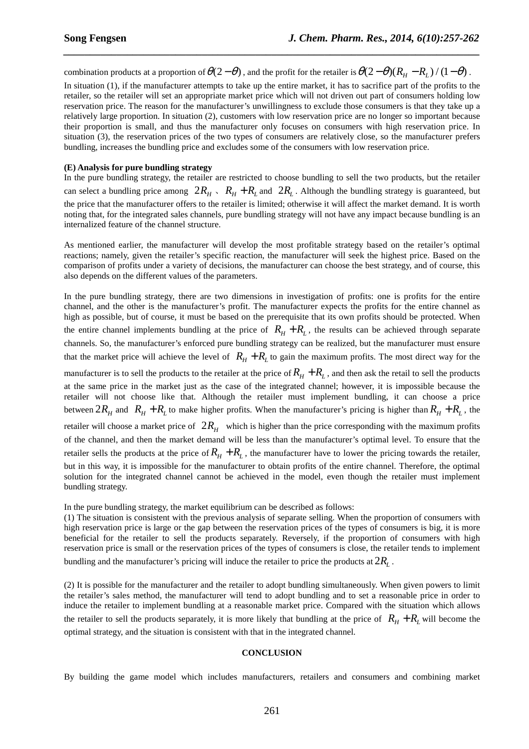combination products at a proportion of $\theta(2-\theta)$, and the profit for the retailer is $\theta(2-\theta)(R_H - R_L)/(1-\theta)$.

In situation (1), if the manufacturer attempts to take up the entire market, it has to sacrifice part of the profits to the retailer, so the retailer will set an appropriate market price which will not driven out part of consumers holding low reservation price. The reason for the manufacturer's unwillingness to exclude those consumers is that they take up a relatively large proportion. In situation (2), customers with low reservation price are no longer so important because their proportion is small, and thus the manufacturer only focuses on consumers with high reservation price. In situation (3), the reservation prices of the two types of consumers are relatively close, so the manufacturer prefers bundling, increases the bundling price and excludes some of the consumers with low reservation price.

**(E) Analysis for pure bundling strategy**

In the pure bundling strategy, the retailer are restricted to choose bundling to sell the two products, but the retailer can select a bundling price among $2R_H$ 、 $R_H + R_L$ and $2R_L$. Although the bundling strategy is guaranteed, but the price that the manufacturer offers to the retailer is limited; otherwise it will affect the market demand. It is worth noting that, for the integrated sales channels, pure bundling strategy will not have any impact because bundling is an internalized feature of the channel structure.

As mentioned earlier, the manufacturer will develop the most profitable strategy based on the retailer's optimal reactions; namely, given the retailer's specific reaction, the manufacturer will seek the highest price. Based on the comparison of profits under a variety of decisions, the manufacturer can choose the best strategy, and of course, this also depends on the different values of the parameters.

In the pure bundling strategy, there are two dimensions in investigation of profits: one is profits for the entire channel, and the other is the manufacturer's profit. The manufacturer expects the profits for the entire channel as high as possible, but of course, it must be based on the prerequisite that its own profits should be protected. When the entire channel implements bundling at the price of $R_H + R_L$, the results can be achieved through separate channels. So, the manufacturer's enforced pure bundling strategy can be realized, but the manufacturer must ensure that the market price will achieve the level of $R_H + R_L$ to gain the maximum profits. The most direct way for the manufacturer is to sell the products to the retailer at the price of $R_H + R_L$, and then ask the retail to sell the products at the same price in the market just as the case of the integrated channel; however, it is impossible because the retailer will not choose like that. Although the retailer must implement bundling, it can choose a price between $2R_H$ and $R_H + R_L$ to make higher profits. When the manufacturer's pricing is higher than $R_H + R_L$, the retailer will choose a market price of $2R_H$ which is higher than the price corresponding with the maximum profits of the channel, and then the market demand will be less than the manufacturer's optimal level. To ensure that the retailer sells the products at the price of $R_H + R_L$, the manufacturer have to lower the pricing towards the retailer, but in this way, it is impossible for the manufacturer to obtain profits of the entire channel. Therefore, the optimal solution for the integrated channel cannot be achieved in the model, even though the retailer must implement bundling strategy.

In the pure bundling strategy, the market equilibrium can be described as follows:

(1) The situation is consistent with the previous analysis of separate selling. When the proportion of consumers with high reservation price is large or the gap between the reservation prices of the types of consumers is big, it is more beneficial for the retailer to sell the products separately. Reversely, if the proportion of consumers with high reservation price is small or the reservation prices of the types of consumers is close, the retailer tends to implement bundling and the manufacturer's pricing will induce the retailer to price the products at $2R_L$.

(2) It is possible for the manufacturer and the retailer to adopt bundling simultaneously. When given powers to limit the retailer's sales method, the manufacturer will tend to adopt bundling and to set a reasonable price in order to induce the retailer to implement bundling at a reasonable market price. Compared with the situation which allows the retailer to sell the products separately, it is more likely that bundling at the price of $R_H + R_L$ will become the optimal strategy, and the situation is consistent with that in the integrated channel.

## CONCLUSION

By building the game model which includes manufacturers, retailers and consumers and combining market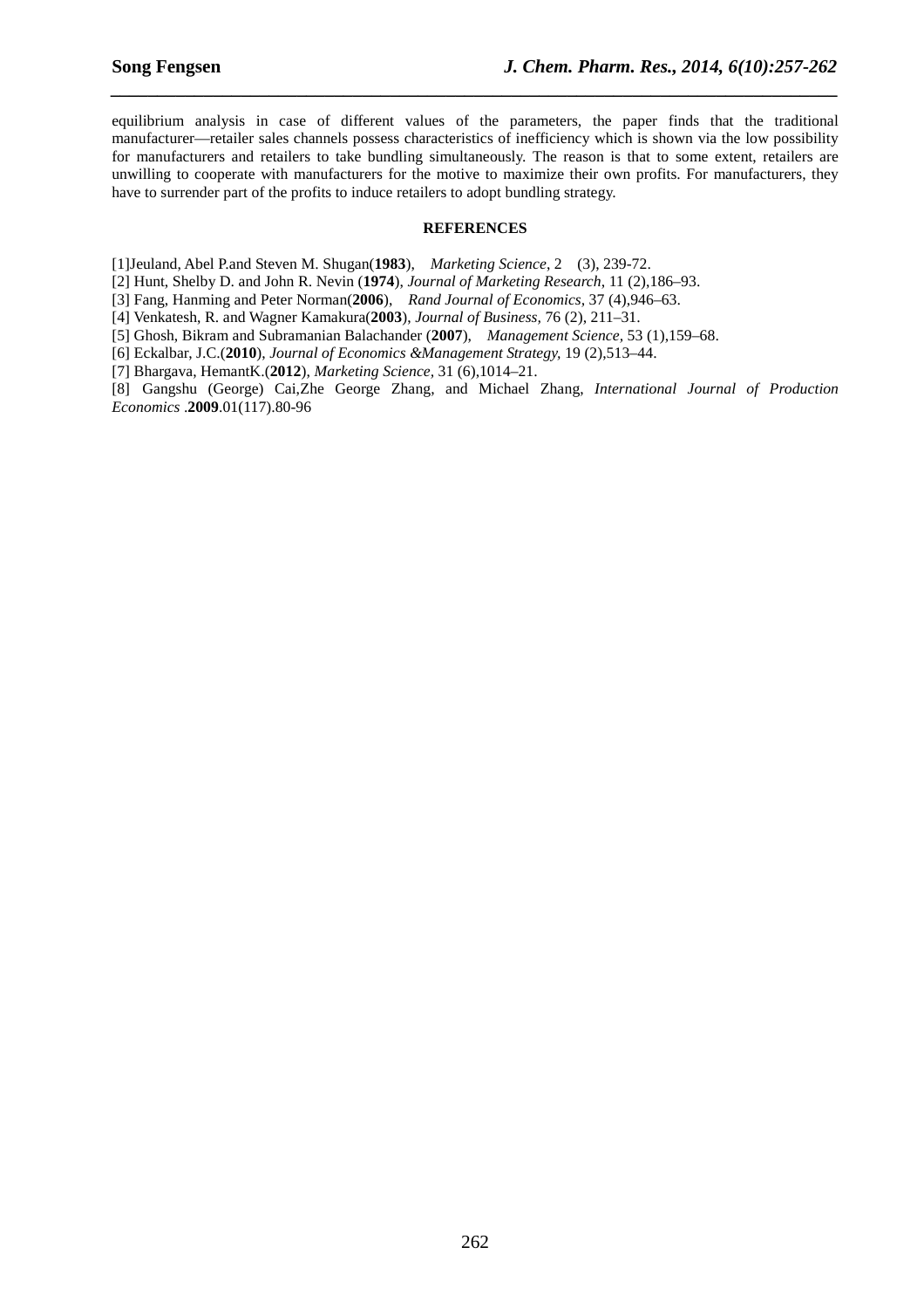equilibrium analysis in case of different values of the parameters, the paper finds that the traditional manufacturer—retailer sales channels possess characteristics of inefficiency which is shown via the low possibility for manufacturers and retailers to take bundling simultaneously. The reason is that to some extent, retailers are unwilling to cooperate with manufacturers for the motive to maximize their own profits. For manufacturers, they have to surrender part of the profits to induce retailers to adopt bundling strategy.

## REFERENCES

[1]Jeuland, Abel P.and Steven M. Shugan(**1983**), *Marketing Science*, 2 (3), 239-72.

[2] Hunt, Shelby D. and John R. Nevin (**1974**), *Journal of Marketing Research*, 11 (2),186–93.

[3] Fang, Hanming and Peter Norman(**2006**), *Rand Journal of Economics*, 37 (4),946–63.

[4] Venkatesh, R. and Wagner Kamakura(**2003**), *Journal of Business,* 76 (2), 211–31.

[5] Ghosh, Bikram and Subramanian Balachander (**2007**), *Management Science,* 53 (1),159–68.

[6] Eckalbar, J.C.(**2010**), *Journal of Economics &Management Strategy,* 19 (2),513–44.

[7] Bhargava, HemantK.(**2012**), *Marketing Science*, 31 (6),1014–21.

[8] Gangshu (George) Cai,Zhe George Zhang, and Michael Zhang, *International Journal of Production Economics* .**2009**.01(117).80-96